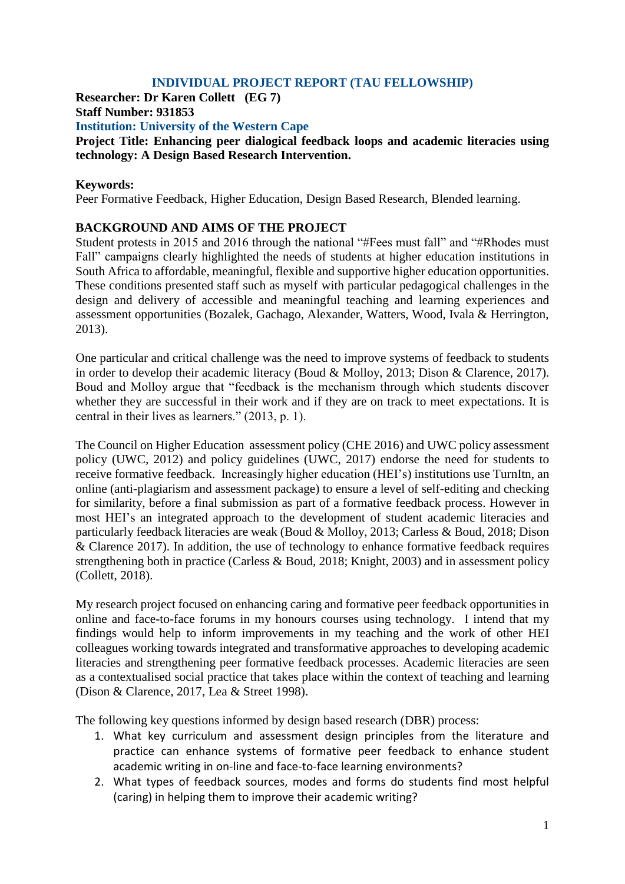# INDIVIDUAL PROJECT REPORT (TAU FELLOWSHIP)

**Researcher: Dr Karen Collett (EG 7)**
**Staff Number: 931853**
**Institution: University of the Western Cape**
**Project Title: Enhancing peer dialogical feedback loops and academic literacies using technology: A Design Based Research Intervention.**

**Keywords:**
Peer Formative Feedback, Higher Education, Design Based Research, Blended learning.

## BACKGROUND AND AIMS OF THE PROJECT

Student protests in 2015 and 2016 through the national "#Fees must fall" and "#Rhodes must Fall" campaigns clearly highlighted the needs of students at higher education institutions in South Africa to affordable, meaningful, flexible and supportive higher education opportunities. These conditions presented staff such as myself with particular pedagogical challenges in the design and delivery of accessible and meaningful teaching and learning experiences and assessment opportunities (Bozalek, Gachago, Alexander, Watters, Wood, Ivala & Herrington, 2013).

One particular and critical challenge was the need to improve systems of feedback to students in order to develop their academic literacy (Boud & Molloy, 2013; Dison & Clarence, 2017). Boud and Molloy argue that "feedback is the mechanism through which students discover whether they are successful in their work and if they are on track to meet expectations. It is central in their lives as learners." (2013, p. 1).

The Council on Higher Education assessment policy (CHE 2016) and UWC policy assessment policy (UWC, 2012) and policy guidelines (UWC, 2017) endorse the need for students to receive formative feedback. Increasingly higher education (HEI's) institutions use TurnItn, an online (anti-plagiarism and assessment package) to ensure a level of self-editing and checking for similarity, before a final submission as part of a formative feedback process. However in most HEI's an integrated approach to the development of student academic literacies and particularly feedback literacies are weak (Boud & Molloy, 2013; Carless & Boud, 2018; Dison & Clarence 2017). In addition, the use of technology to enhance formative feedback requires strengthening both in practice (Carless & Boud, 2018; Knight, 2003) and in assessment policy (Collett, 2018).

My research project focused on enhancing caring and formative peer feedback opportunities in online and face-to-face forums in my honours courses using technology. I intend that my findings would help to inform improvements in my teaching and the work of other HEI colleagues working towards integrated and transformative approaches to developing academic literacies and strengthening peer formative feedback processes. Academic literacies are seen as a contextualised social practice that takes place within the context of teaching and learning (Dison & Clarence, 2017, Lea & Street 1998).

The following key questions informed by design based research (DBR) process:

1. What key curriculum and assessment design principles from the literature and practice can enhance systems of formative peer feedback to enhance student academic writing in on-line and face-to-face learning environments?
2. What types of feedback sources, modes and forms do students find most helpful (caring) in helping them to improve their academic writing?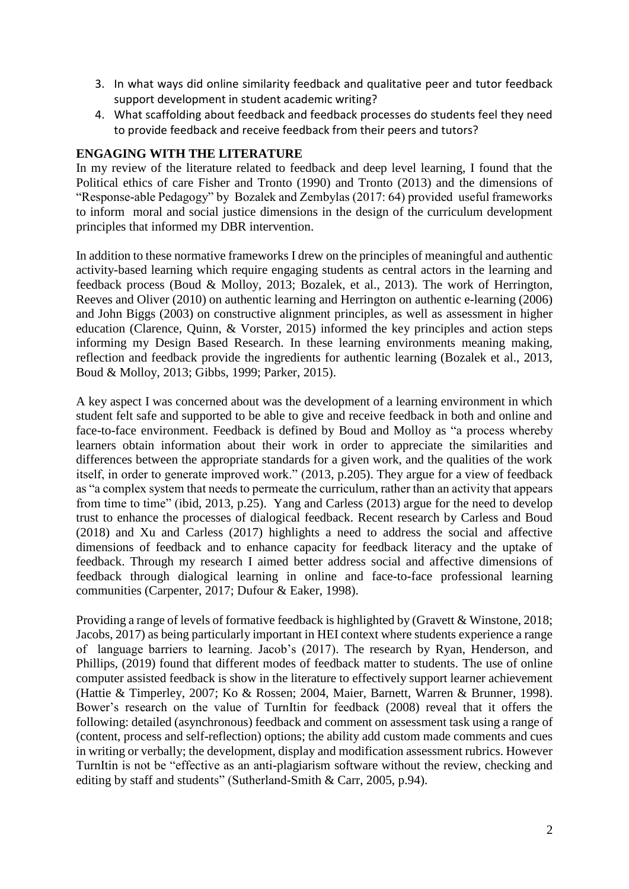3. In what ways did online similarity feedback and qualitative peer and tutor feedback support development in student academic writing?
4. What scaffolding about feedback and feedback processes do students feel they need to provide feedback and receive feedback from their peers and tutors?

## ENGAGING WITH THE LITERATURE

In my review of the literature related to feedback and deep level learning, I found that the Political ethics of care Fisher and Tronto (1990) and Tronto (2013) and the dimensions of "Response-able Pedagogy" by Bozalek and Zembylas (2017: 64) provided useful frameworks to inform moral and social justice dimensions in the design of the curriculum development principles that informed my DBR intervention.

In addition to these normative frameworks I drew on the principles of meaningful and authentic activity-based learning which require engaging students as central actors in the learning and feedback process (Boud & Molloy, 2013; Bozalek, et al., 2013). The work of Herrington, Reeves and Oliver (2010) on authentic learning and Herrington on authentic e-learning (2006) and John Biggs (2003) on constructive alignment principles, as well as assessment in higher education (Clarence, Quinn, & Vorster, 2015) informed the key principles and action steps informing my Design Based Research. In these learning environments meaning making, reflection and feedback provide the ingredients for authentic learning (Bozalek et al., 2013, Boud & Molloy, 2013; Gibbs, 1999; Parker, 2015).

A key aspect I was concerned about was the development of a learning environment in which student felt safe and supported to be able to give and receive feedback in both and online and face-to-face environment. Feedback is defined by Boud and Molloy as "a process whereby learners obtain information about their work in order to appreciate the similarities and differences between the appropriate standards for a given work, and the qualities of the work itself, in order to generate improved work." (2013, p.205). They argue for a view of feedback as "a complex system that needs to permeate the curriculum, rather than an activity that appears from time to time" (ibid, 2013, p.25). Yang and Carless (2013) argue for the need to develop trust to enhance the processes of dialogical feedback. Recent research by Carless and Boud (2018) and Xu and Carless (2017) highlights a need to address the social and affective dimensions of feedback and to enhance capacity for feedback literacy and the uptake of feedback. Through my research I aimed better address social and affective dimensions of feedback through dialogical learning in online and face-to-face professional learning communities (Carpenter, 2017; Dufour & Eaker, 1998).

Providing a range of levels of formative feedback is highlighted by (Gravett & Winstone, 2018; Jacobs, 2017) as being particularly important in HEI context where students experience a range of language barriers to learning. Jacob's (2017). The research by Ryan, Henderson, and Phillips, (2019) found that different modes of feedback matter to students. The use of online computer assisted feedback is show in the literature to effectively support learner achievement (Hattie & Timperley, 2007; Ko & Rossen; 2004, Maier, Barnett, Warren & Brunner, 1998). Bower's research on the value of TurnItin for feedback (2008) reveal that it offers the following: detailed (asynchronous) feedback and comment on assessment task using a range of (content, process and self-reflection) options; the ability add custom made comments and cues in writing or verbally; the development, display and modification assessment rubrics. However TurnItin is not be "effective as an anti-plagiarism software without the review, checking and editing by staff and students" (Sutherland-Smith & Carr, 2005, p.94).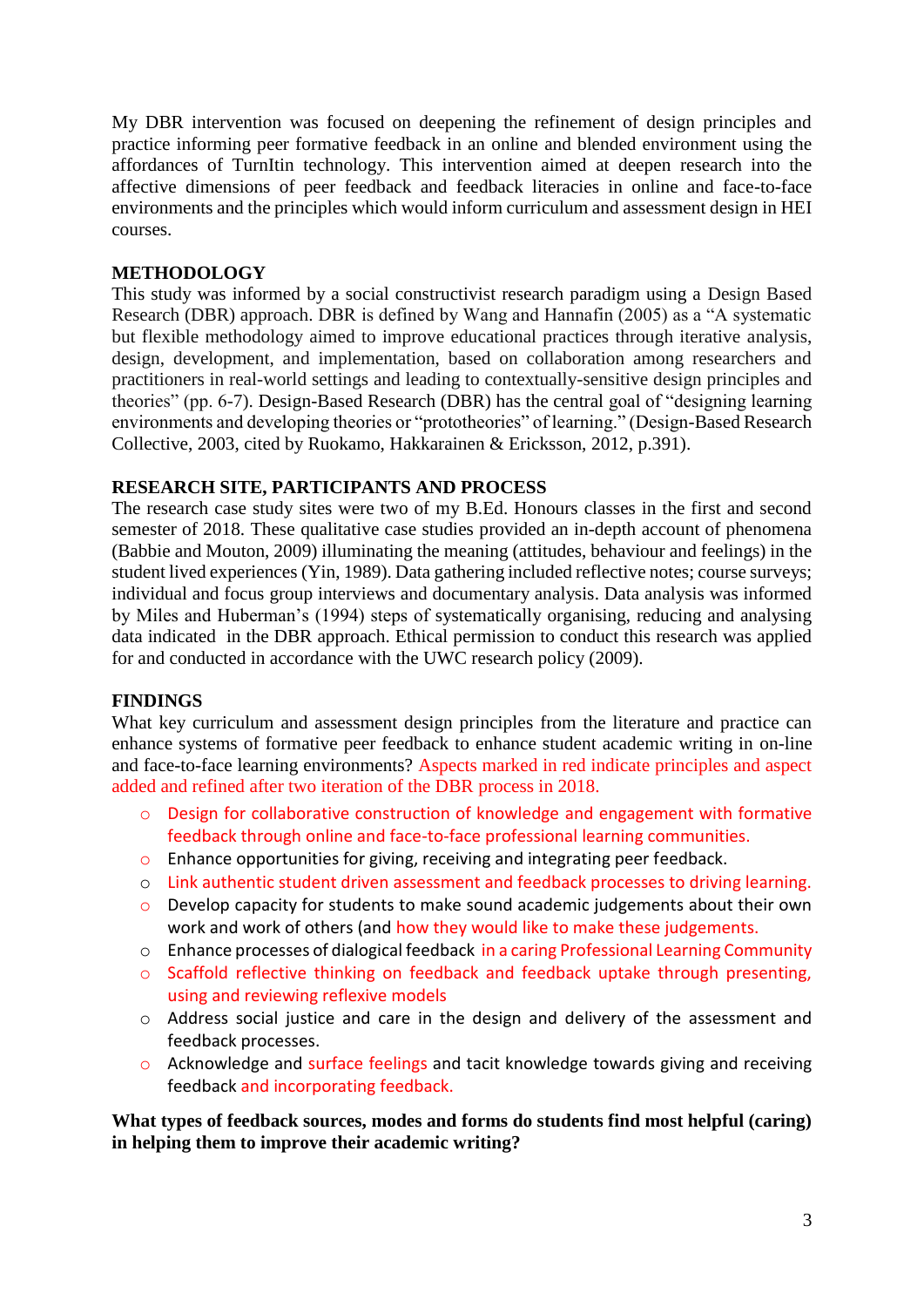My DBR intervention was focused on deepening the refinement of design principles and practice informing peer formative feedback in an online and blended environment using the affordances of TurnItin technology. This intervention aimed at deepen research into the affective dimensions of peer feedback and feedback literacies in online and face-to-face environments and the principles which would inform curriculum and assessment design in HEI courses.

## METHODOLOGY

This study was informed by a social constructivist research paradigm using a Design Based Research (DBR) approach. DBR is defined by Wang and Hannafin (2005) as a "A systematic but flexible methodology aimed to improve educational practices through iterative analysis, design, development, and implementation, based on collaboration among researchers and practitioners in real-world settings and leading to contextually-sensitive design principles and theories" (pp. 6-7). Design-Based Research (DBR) has the central goal of "designing learning environments and developing theories or "prototheories" of learning." (Design-Based Research Collective, 2003, cited by Ruokamo, Hakkarainen & Ericksson, 2012, p.391).

## RESEARCH SITE, PARTICIPANTS AND PROCESS

The research case study sites were two of my B.Ed. Honours classes in the first and second semester of 2018. These qualitative case studies provided an in-depth account of phenomena (Babbie and Mouton, 2009) illuminating the meaning (attitudes, behaviour and feelings) in the student lived experiences (Yin, 1989). Data gathering included reflective notes; course surveys; individual and focus group interviews and documentary analysis. Data analysis was informed by Miles and Huberman's (1994) steps of systematically organising, reducing and analysing data indicated in the DBR approach. Ethical permission to conduct this research was applied for and conducted in accordance with the UWC research policy (2009).

## FINDINGS

What key curriculum and assessment design principles from the literature and practice can enhance systems of formative peer feedback to enhance student academic writing in on-line and face-to-face learning environments? Aspects marked in red indicate principles and aspect added and refined after two iteration of the DBR process in 2018.

- Design for collaborative construction of knowledge and engagement with formative feedback through online and face-to-face professional learning communities.
- Enhance opportunities for giving, receiving and integrating peer feedback.
- Link authentic student driven assessment and feedback processes to driving learning.
- Develop capacity for students to make sound academic judgements about their own work and work of others (and how they would like to make these judgements.
- Enhance processes of dialogical feedback in a caring Professional Learning Community
- Scaffold reflective thinking on feedback and feedback uptake through presenting, using and reviewing reflexive models
- Address social justice and care in the design and delivery of the assessment and feedback processes.
- Acknowledge and surface feelings and tacit knowledge towards giving and receiving feedback and incorporating feedback.

**What types of feedback sources, modes and forms do students find most helpful (caring) in helping them to improve their academic writing?**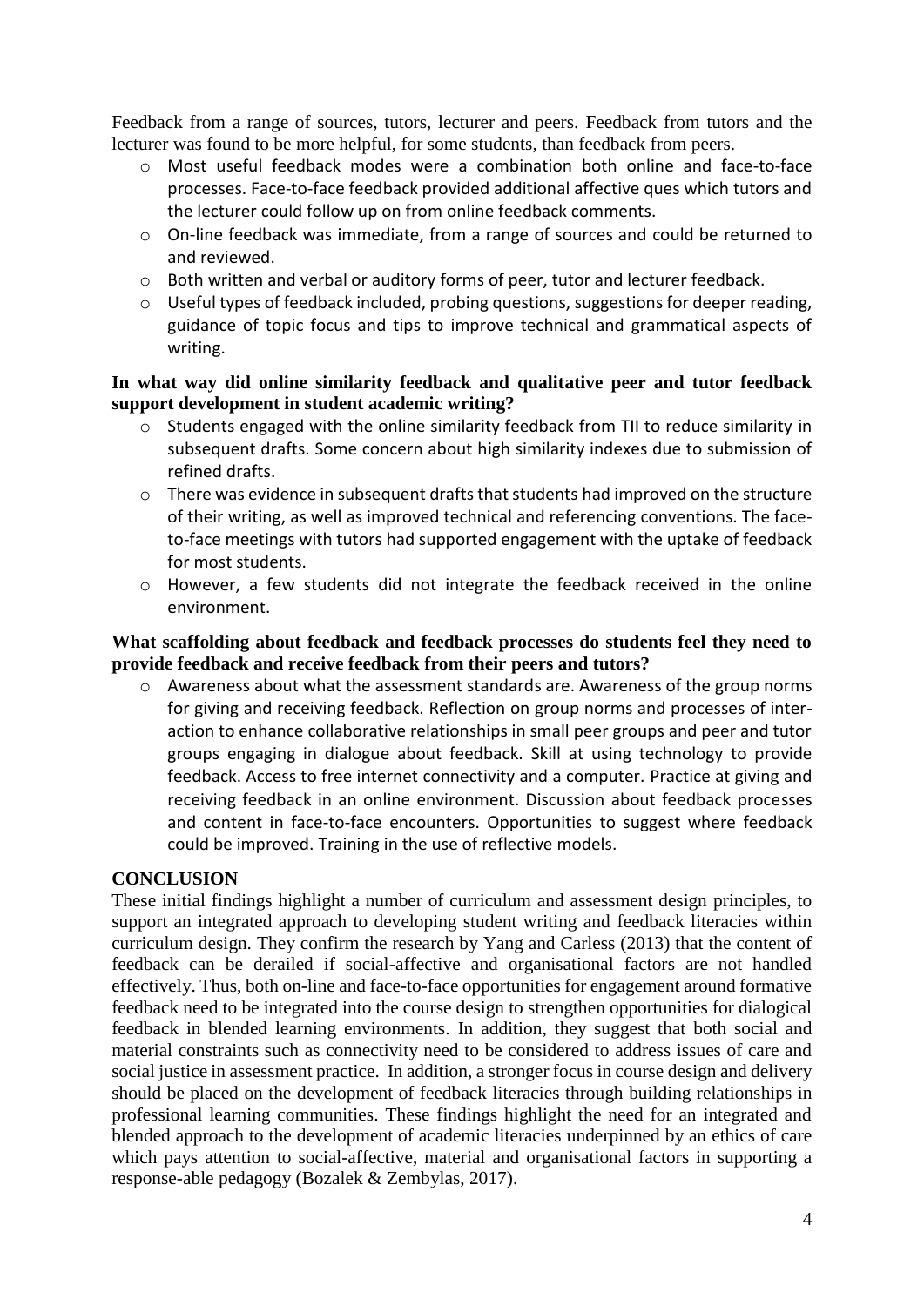Feedback from a range of sources, tutors, lecturer and peers. Feedback from tutors and the lecturer was found to be more helpful, for some students, than feedback from peers.

- Most useful feedback modes were a combination both online and face-to-face processes. Face-to-face feedback provided additional affective ques which tutors and the lecturer could follow up on from online feedback comments.
- On-line feedback was immediate, from a range of sources and could be returned to and reviewed.
- Both written and verbal or auditory forms of peer, tutor and lecturer feedback.
- Useful types of feedback included, probing questions, suggestions for deeper reading, guidance of topic focus and tips to improve technical and grammatical aspects of writing.

**In what way did online similarity feedback and qualitative peer and tutor feedback support development in student academic writing?**

- Students engaged with the online similarity feedback from TII to reduce similarity in subsequent drafts. Some concern about high similarity indexes due to submission of refined drafts.
- There was evidence in subsequent drafts that students had improved on the structure of their writing, as well as improved technical and referencing conventions. The face-to-face meetings with tutors had supported engagement with the uptake of feedback for most students.
- However, a few students did not integrate the feedback received in the online environment.

**What scaffolding about feedback and feedback processes do students feel they need to provide feedback and receive feedback from their peers and tutors?**

- Awareness about what the assessment standards are. Awareness of the group norms for giving and receiving feedback. Reflection on group norms and processes of inter-action to enhance collaborative relationships in small peer groups and peer and tutor groups engaging in dialogue about feedback. Skill at using technology to provide feedback. Access to free internet connectivity and a computer. Practice at giving and receiving feedback in an online environment. Discussion about feedback processes and content in face-to-face encounters. Opportunities to suggest where feedback could be improved. Training in the use of reflective models.

## CONCLUSION

These initial findings highlight a number of curriculum and assessment design principles, to support an integrated approach to developing student writing and feedback literacies within curriculum design. They confirm the research by Yang and Carless (2013) that the content of feedback can be derailed if social-affective and organisational factors are not handled effectively. Thus, both on-line and face-to-face opportunities for engagement around formative feedback need to be integrated into the course design to strengthen opportunities for dialogical feedback in blended learning environments. In addition, they suggest that both social and material constraints such as connectivity need to be considered to address issues of care and social justice in assessment practice. In addition, a stronger focus in course design and delivery should be placed on the development of feedback literacies through building relationships in professional learning communities. These findings highlight the need for an integrated and blended approach to the development of academic literacies underpinned by an ethics of care which pays attention to social-affective, material and organisational factors in supporting a response-able pedagogy (Bozalek & Zembylas, 2017).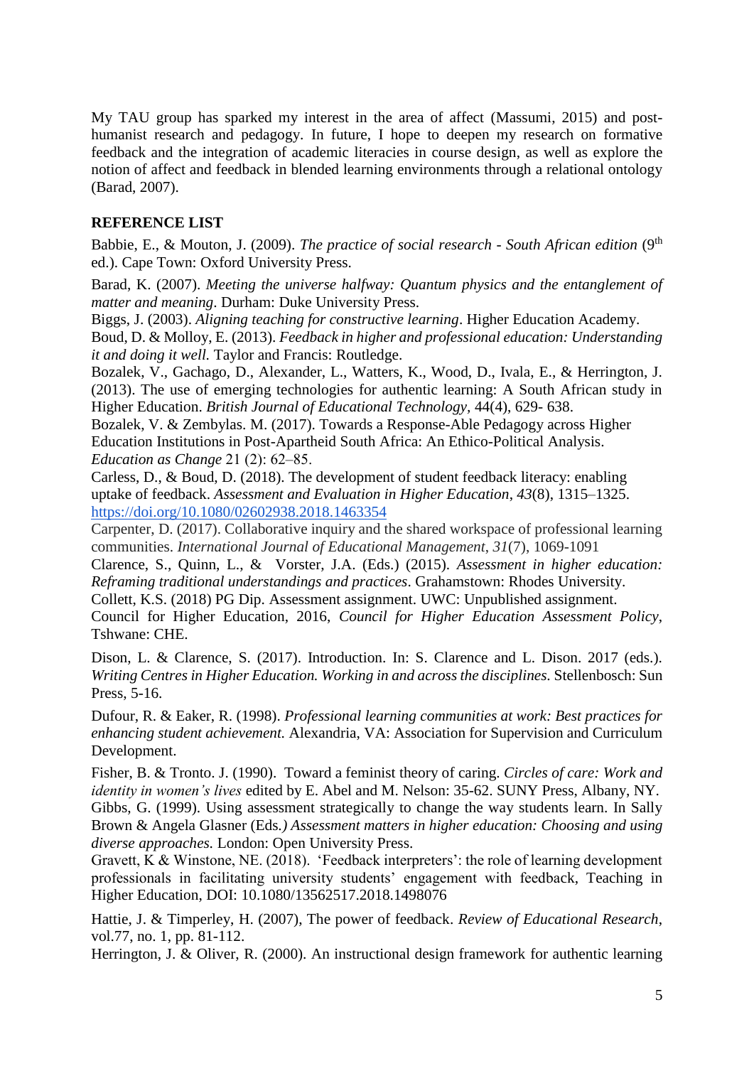My TAU group has sparked my interest in the area of affect (Massumi, 2015) and post-humanist research and pedagogy. In future, I hope to deepen my research on formative feedback and the integration of academic literacies in course design, as well as explore the notion of affect and feedback in blended learning environments through a relational ontology (Barad, 2007).

## REFERENCE LIST

Babbie, E., & Mouton, J. (2009). *The practice of social research - South African edition* (9th ed.). Cape Town: Oxford University Press.

Barad, K. (2007). *Meeting the universe halfway: Quantum physics and the entanglement of matter and meaning*. Durham: Duke University Press.

Biggs, J. (2003). *Aligning teaching for constructive learning*. Higher Education Academy.

Boud, D. & Molloy, E. (2013). *Feedback in higher and professional education: Understanding it and doing it well.* Taylor and Francis: Routledge.

Bozalek, V., Gachago, D., Alexander, L., Watters, K., Wood, D., Ivala, E., & Herrington, J. (2013). The use of emerging technologies for authentic learning: A South African study in Higher Education. *British Journal of Educational Technology*, 44(4), 629- 638.

Bozalek, V. & Zembylas. M. (2017). Towards a Response-Able Pedagogy across Higher Education Institutions in Post-Apartheid South Africa: An Ethico-Political Analysis. *Education as Change* 21 (2): 62–85.

Carless, D., & Boud, D. (2018). The development of student feedback literacy: enabling uptake of feedback. *Assessment and Evaluation in Higher Education*, *43*(8), 1315–1325. https://doi.org/10.1080/02602938.2018.1463354

Carpenter, D. (2017). Collaborative inquiry and the shared workspace of professional learning communities. *International Journal of Educational Management*, *31*(7), 1069-1091

Clarence, S., Quinn, L., & Vorster, J.A. (Eds.) (2015). *Assessment in higher education: Reframing traditional understandings and practices*. Grahamstown: Rhodes University.

Collett, K.S. (2018) PG Dip. Assessment assignment. UWC: Unpublished assignment.

Council for Higher Education, 2016, *Council for Higher Education Assessment Policy*, Tshwane: CHE.

Dison, L. & Clarence, S. (2017). Introduction. In: S. Clarence and L. Dison. 2017 (eds.). *Writing Centres in Higher Education. Working in and across the disciplines.* Stellenbosch: Sun Press, 5-16.

Dufour, R. & Eaker, R. (1998). *Professional learning communities at work: Best practices for enhancing student achievement.* Alexandria, VA: Association for Supervision and Curriculum Development.

Fisher, B. & Tronto. J. (1990). Toward a feminist theory of caring. *Circles of care: Work and identity in women's lives* edited by E. Abel and M. Nelson: 35-62. SUNY Press, Albany, NY.

Gibbs, G. (1999). Using assessment strategically to change the way students learn. In Sally Brown & Angela Glasner (Eds.*) Assessment matters in higher education: Choosing and using diverse approaches.* London: Open University Press.

Gravett, K & Winstone, NE. (2018). 'Feedback interpreters': the role of learning development professionals in facilitating university students' engagement with feedback, Teaching in Higher Education, DOI: 10.1080/13562517.2018.1498076

Hattie, J. & Timperley, H. (2007), The power of feedback. *Review of Educational Research*, vol.77, no. 1, pp. 81-112.

Herrington, J. & Oliver, R. (2000). An instructional design framework for authentic learning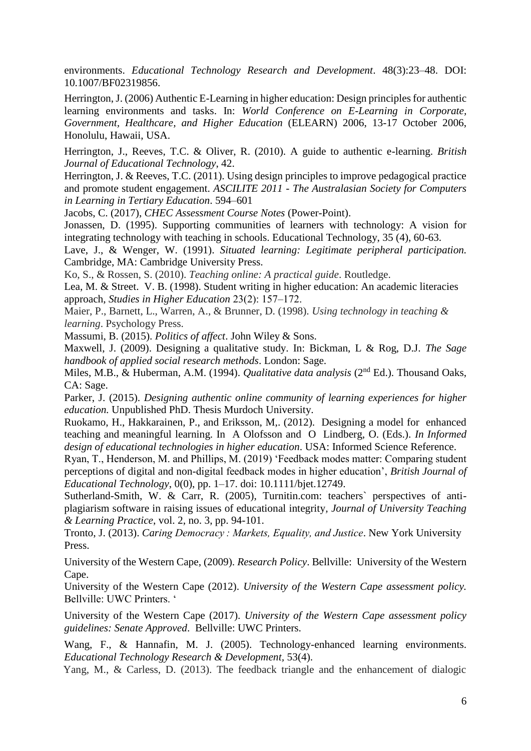environments. *Educational Technology Research and Development*. 48(3):23–48. DOI: 10.1007/BF02319856.

Herrington, J. (2006) Authentic E-Learning in higher education: Design principles for authentic learning environments and tasks. In: *World Conference on E-Learning in Corporate, Government, Healthcare, and Higher Education* (ELEARN) 2006, 13-17 October 2006, Honolulu, Hawaii, USA.

Herrington, J., Reeves, T.C. & Oliver, R. (2010). A guide to authentic e-learning. *British Journal of Educational Technology*, 42.

Herrington, J. & Reeves, T.C. (2011). Using design principles to improve pedagogical practice and promote student engagement. *ASCILITE 2011 - The Australasian Society for Computers in Learning in Tertiary Education*. 594–601

Jacobs, C. (2017), *CHEC Assessment Course Notes* (Power-Point).

Jonassen, D. (1995). Supporting communities of learners with technology: A vision for integrating technology with teaching in schools. Educational Technology, 35 (4), 60-63.

Lave, J., & Wenger, W. (1991). *Situated learning: Legitimate peripheral participation.* Cambridge, MA: Cambridge University Press.

Ko, S., & Rossen, S. (2010). *Teaching online: A practical guide*. Routledge.

Lea, M. & Street. V. B. (1998). Student writing in higher education: An academic literacies approach, *Studies in Higher Education* 23(2): 157–172.

Maier, P., Barnett, L., Warren, A., & Brunner, D. (1998). *Using technology in teaching & learning*. Psychology Press.

Massumi, B. (2015). *Politics of affect*. John Wiley & Sons.

Maxwell, J. (2009). Designing a qualitative study. In: Bickman, L & Rog, D.J. *The Sage handbook of applied social research methods*. London: Sage.

Miles, M.B., & Huberman, A.M. (1994). *Qualitative data analysis* (2nd Ed.). Thousand Oaks, CA: Sage.

Parker, J. (2015). *Designing authentic online community of learning experiences for higher education.* Unpublished PhD. Thesis Murdoch University.

Ruokamo, H., Hakkarainen, P., and Eriksson, M,. (2012). Designing a model for enhanced teaching and meaningful learning. In A Olofsson and O Lindberg, O. (Eds.). *In Informed design of educational technologies in higher education*. USA: Informed Science Reference.

Ryan, T., Henderson, M. and Phillips, M. (2019) 'Feedback modes matter: Comparing student perceptions of digital and non-digital feedback modes in higher education', *British Journal of Educational Technology*, 0(0), pp. 1–17. doi: 10.1111/bjet.12749.

Sutherland-Smith, W. & Carr, R. (2005), Turnitin.com: teachers` perspectives of anti-plagiarism software in raising issues of educational integrity, *Journal of University Teaching & Learning Practice*, vol. 2, no. 3, pp. 94-101.

Tronto, J. (2013). *Caring Democracy : Markets, Equality, and Justice*. New York University Press.

University of the Western Cape, (2009). *Research Policy*. Bellville: University of the Western Cape.

University of the Western Cape (2012). *University of the Western Cape assessment policy.* Bellville: UWC Printers. '

University of the Western Cape (2017). *University of the Western Cape assessment policy guidelines: Senate Approved*. Bellville: UWC Printers.

Wang, F., & Hannafin, M. J. (2005). Technology-enhanced learning environments. *Educational Technology Research & Development*, 53(4).

Yang, M., & Carless, D. (2013). The feedback triangle and the enhancement of dialogic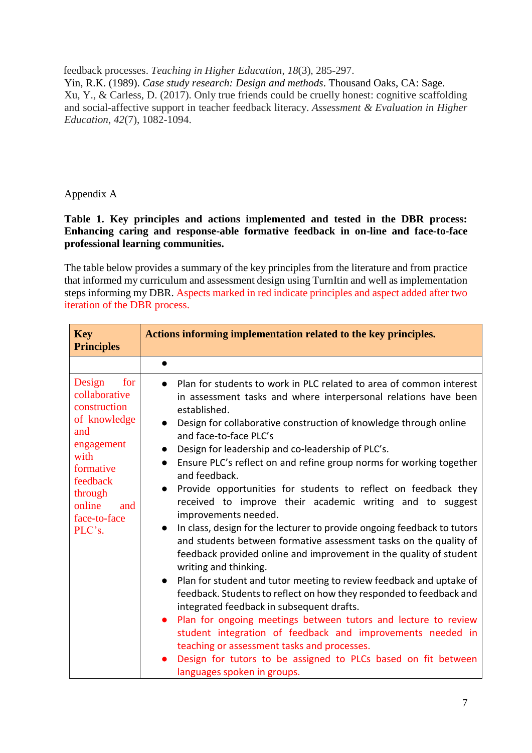feedback processes. *Teaching in Higher Education*, *18*(3), 285-297.
Yin, R.K. (1989). *Case study research: Design and methods*. Thousand Oaks, CA: Sage.
Xu, Y., & Carless, D. (2017). Only true friends could be cruelly honest: cognitive scaffolding and social-affective support in teacher feedback literacy. *Assessment & Evaluation in Higher Education*, *42*(7), 1082-1094.

Appendix A

**Table 1. Key principles and actions implemented and tested in the DBR process: Enhancing caring and response-able formative feedback in on-line and face-to-face professional learning communities.**

The table below provides a summary of the key principles from the literature and from practice that informed my curriculum and assessment design using TurnItin and well as implementation steps informing my DBR. Aspects marked in red indicate principles and aspect added after two iteration of the DBR process.

| Key Principles | Actions informing implementation related to the key principles. |
|---|---|
| | • |
| Design for collaborative construction of knowledge and engagement with formative feedback through online and face-to-face PLC's. | • Plan for students to work in PLC related to area of common interest in assessment tasks and where interpersonal relations have been established.<br>• Design for collaborative construction of knowledge through online and face-to-face PLC's<br>• Design for leadership and co-leadership of PLC's.<br>• Ensure PLC's reflect on and refine group norms for working together and feedback.<br>• Provide opportunities for students to reflect on feedback they received to improve their academic writing and to suggest improvements needed.<br>• In class, design for the lecturer to provide ongoing feedback to tutors and students between formative assessment tasks on the quality of feedback provided online and improvement in the quality of student writing and thinking.<br>• Plan for student and tutor meeting to review feedback and uptake of feedback. Students to reflect on how they responded to feedback and integrated feedback in subsequent drafts.<br>• Plan for ongoing meetings between tutors and lecture to review student integration of feedback and improvements needed in teaching or assessment tasks and processes.<br>• Design for tutors to be assigned to PLCs based on fit between languages spoken in groups. |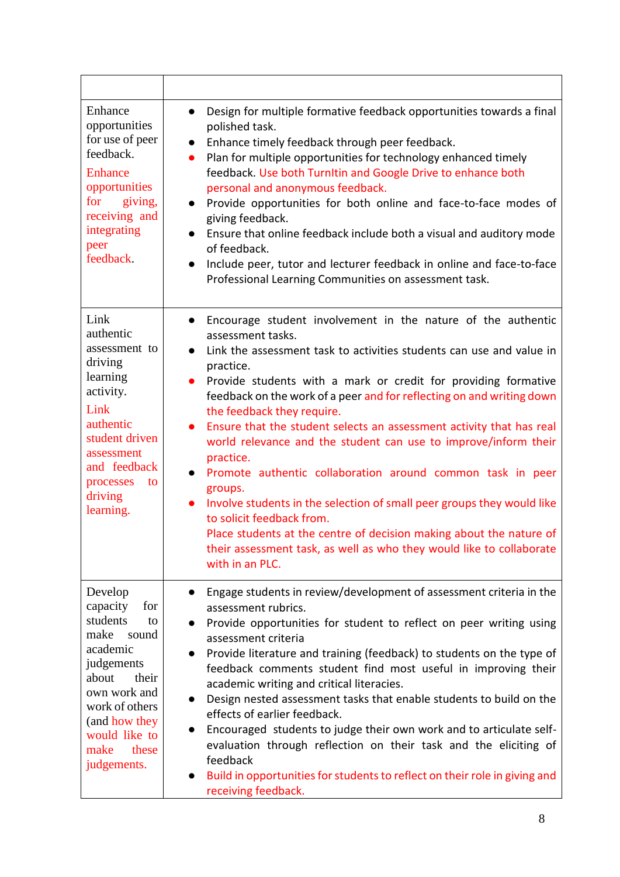| | |
|---|---|
| Enhance opportunities for use of peer feedback. Enhance opportunities for giving, receiving and integrating peer feedback. | • Design for multiple formative feedback opportunities towards a final polished task.<br>• Enhance timely feedback through peer feedback.<br>• Plan for multiple opportunities for technology enhanced timely feedback. Use both TurnItin and Google Drive to enhance both personal and anonymous feedback.<br>• Provide opportunities for both online and face-to-face modes of giving feedback.<br>• Ensure that online feedback include both a visual and auditory mode of feedback.<br>• Include peer, tutor and lecturer feedback in online and face-to-face Professional Learning Communities on assessment task. |
| Link authentic assessment to driving learning activity. Link authentic student driven assessment and feedback processes to driving learning. | • Encourage student involvement in the nature of the authentic assessment tasks.<br>• Link the assessment task to activities students can use and value in practice.<br>• Provide students with a mark or credit for providing formative feedback on the work of a peer and for reflecting on and writing down the feedback they require.<br>• Ensure that the student selects an assessment activity that has real world relevance and the student can use to improve/inform their practice.<br>• Promote authentic collaboration around common task in peer groups.<br>• Involve students in the selection of small peer groups they would like to solicit feedback from.<br>Place students at the centre of decision making about the nature of their assessment task, as well as who they would like to collaborate with in an PLC. |
| Develop capacity for students to make sound academic judgements about their own work and work of others (and how they would like to make these judgements. | • Engage students in review/development of assessment criteria in the assessment rubrics.<br>• Provide opportunities for student to reflect on peer writing using assessment criteria<br>• Provide literature and training (feedback) to students on the type of feedback comments student find most useful in improving their academic writing and critical literacies.<br>• Design nested assessment tasks that enable students to build on the effects of earlier feedback.<br>• Encouraged students to judge their own work and to articulate self-evaluation through reflection on their task and the eliciting of feedback<br>• Build in opportunities for students to reflect on their role in giving and receiving feedback. |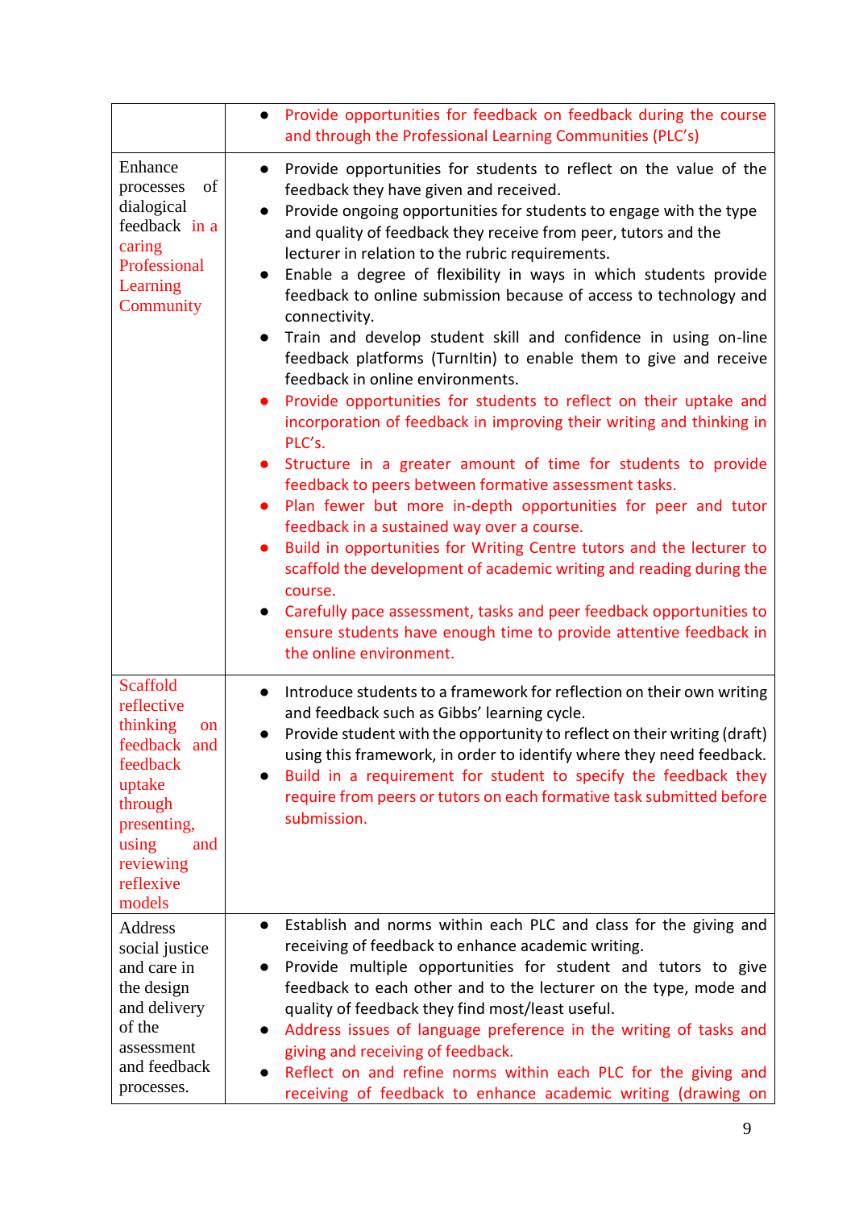| | |
|---|---|
| | • Provide opportunities for feedback on feedback during the course and through the Professional Learning Communities (PLC's) |
| Enhance processes of dialogical feedback in a caring Professional Learning Community | • Provide opportunities for students to reflect on the value of the feedback they have given and received.<br>• Provide ongoing opportunities for students to engage with the type and quality of feedback they receive from peer, tutors and the lecturer in relation to the rubric requirements.<br>• Enable a degree of flexibility in ways in which students provide feedback to online submission because of access to technology and connectivity.<br>• Train and develop student skill and confidence in using on-line feedback platforms (TurnItin) to enable them to give and receive feedback in online environments.<br>• Provide opportunities for students to reflect on their uptake and incorporation of feedback in improving their writing and thinking in PLC's.<br>• Structure in a greater amount of time for students to provide feedback to peers between formative assessment tasks.<br>• Plan fewer but more in-depth opportunities for peer and tutor feedback in a sustained way over a course.<br>• Build in opportunities for Writing Centre tutors and the lecturer to scaffold the development of academic writing and reading during the course.<br>• Carefully pace assessment, tasks and peer feedback opportunities to ensure students have enough time to provide attentive feedback in the online environment. |
| Scaffold reflective thinking on feedback and feedback uptake through presenting, using and reviewing reflexive models | • Introduce students to a framework for reflection on their own writing and feedback such as Gibbs' learning cycle.<br>• Provide student with the opportunity to reflect on their writing (draft) using this framework, in order to identify where they need feedback.<br>• Build in a requirement for student to specify the feedback they require from peers or tutors on each formative task submitted before submission. |
| Address social justice and care in the design and delivery of the assessment and feedback processes. | • Establish and norms within each PLC and class for the giving and receiving of feedback to enhance academic writing.<br>• Provide multiple opportunities for student and tutors to give feedback to each other and to the lecturer on the type, mode and quality of feedback they find most/least useful.<br>• Address issues of language preference in the writing of tasks and giving and receiving of feedback.<br>• Reflect on and refine norms within each PLC for the giving and receiving of feedback to enhance academic writing (drawing on |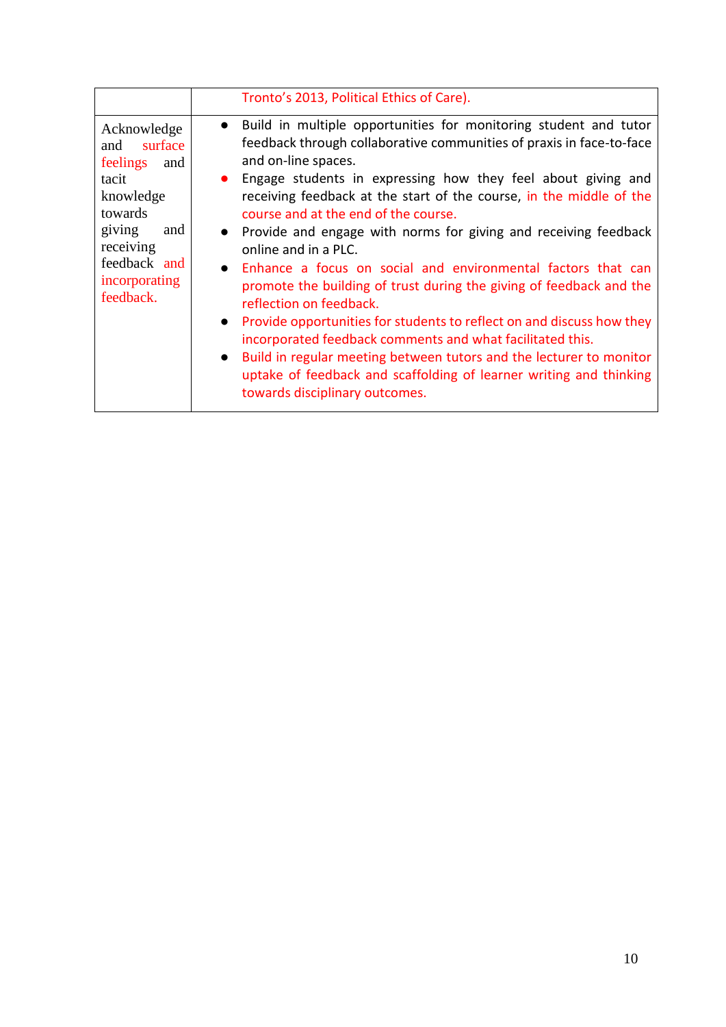| | |
|---|---|
| | Tronto's 2013, Political Ethics of Care). |
| Acknowledge and surface feelings and tacit knowledge towards giving and receiving feedback and incorporating feedback. | • Build in multiple opportunities for monitoring student and tutor feedback through collaborative communities of praxis in face-to-face and on-line spaces.<br>• Engage students in expressing how they feel about giving and receiving feedback at the start of the course, in the middle of the course and at the end of the course.<br>• Provide and engage with norms for giving and receiving feedback online and in a PLC.<br>• Enhance a focus on social and environmental factors that can promote the building of trust during the giving of feedback and the reflection on feedback.<br>• Provide opportunities for students to reflect on and discuss how they incorporated feedback comments and what facilitated this.<br>• Build in regular meeting between tutors and the lecturer to monitor uptake of feedback and scaffolding of learner writing and thinking towards disciplinary outcomes. |